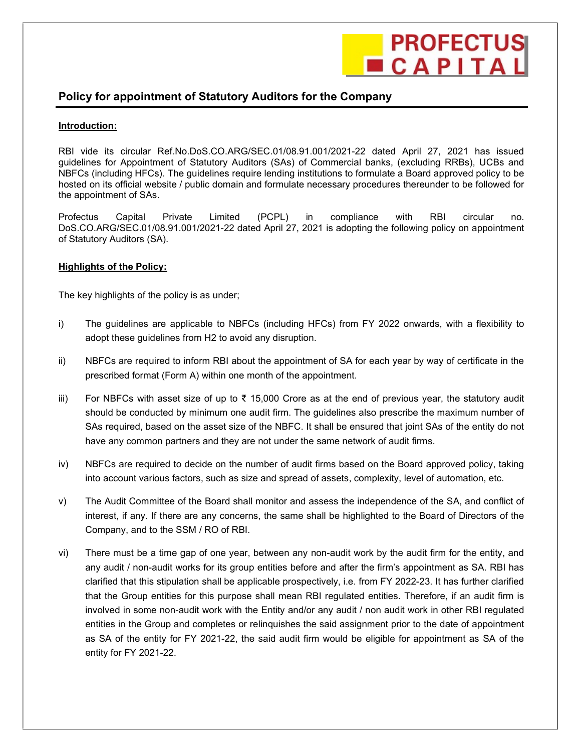PROFECTUS CAPITAL

# Policy for appointment of Statutory Auditors for the Company

**Introduction:**

RBI vide its circular Ref.No.DoS.CO.ARG/SEC.01/08.91.001/2021-22 dated April 27, 2021 has issued guidelines for Appointment of Statutory Auditors (SAs) of Commercial banks, (excluding RRBs), UCBs and NBFCs (including HFCs). The guidelines require lending institutions to formulate a Board approved policy to be hosted on its official website / public domain and formulate necessary procedures thereunder to be followed for the appointment of SAs.

Profectus Capital Private Limited (PCPL) in compliance with RBI circular no. DoS.CO.ARG/SEC.01/08.91.001/2021-22 dated April 27, 2021 is adopting the following policy on appointment of Statutory Auditors (SA).

**Highlights of the Policy:**

The key highlights of the policy is as under;

i) The guidelines are applicable to NBFCs (including HFCs) from FY 2022 onwards, with a flexibility to adopt these guidelines from H2 to avoid any disruption.

ii) NBFCs are required to inform RBI about the appointment of SA for each year by way of certificate in the prescribed format (Form A) within one month of the appointment.

iii) For NBFCs with asset size of up to ₹ 15,000 Crore as at the end of previous year, the statutory audit should be conducted by minimum one audit firm. The guidelines also prescribe the maximum number of SAs required, based on the asset size of the NBFC. It shall be ensured that joint SAs of the entity do not have any common partners and they are not under the same network of audit firms.

iv) NBFCs are required to decide on the number of audit firms based on the Board approved policy, taking into account various factors, such as size and spread of assets, complexity, level of automation, etc.

v) The Audit Committee of the Board shall monitor and assess the independence of the SA, and conflict of interest, if any. If there are any concerns, the same shall be highlighted to the Board of Directors of the Company, and to the SSM / RO of RBI.

vi) There must be a time gap of one year, between any non-audit work by the audit firm for the entity, and any audit / non-audit works for its group entities before and after the firm's appointment as SA. RBI has clarified that this stipulation shall be applicable prospectively, i.e. from FY 2022-23. It has further clarified that the Group entities for this purpose shall mean RBI regulated entities. Therefore, if an audit firm is involved in some non-audit work with the Entity and/or any audit / non audit work in other RBI regulated entities in the Group and completes or relinquishes the said assignment prior to the date of appointment as SA of the entity for FY 2021-22, the said audit firm would be eligible for appointment as SA of the entity for FY 2021-22.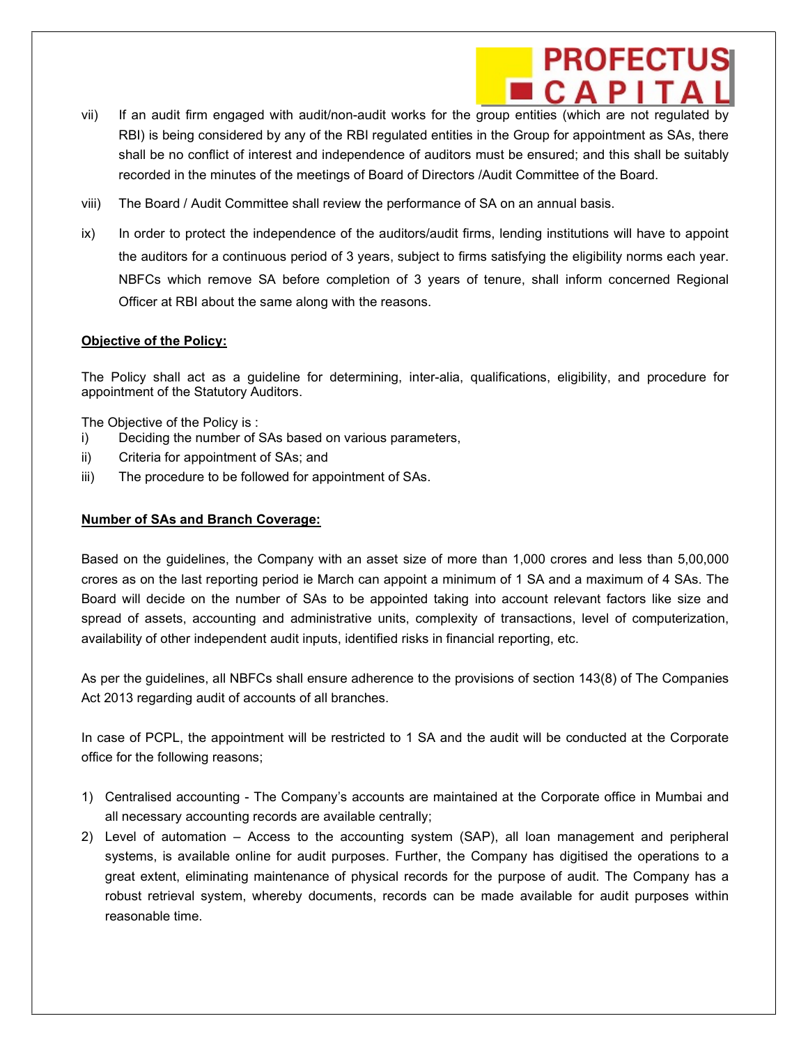vii) If an audit firm engaged with audit/non-audit works for the group entities (which are not regulated by RBI) is being considered by any of the RBI regulated entities in the Group for appointment as SAs, there shall be no conflict of interest and independence of auditors must be ensured; and this shall be suitably recorded in the minutes of the meetings of Board of Directors /Audit Committee of the Board.

viii) The Board / Audit Committee shall review the performance of SA on an annual basis.

ix) In order to protect the independence of the auditors/audit firms, lending institutions will have to appoint the auditors for a continuous period of 3 years, subject to firms satisfying the eligibility norms each year. NBFCs which remove SA before completion of 3 years of tenure, shall inform concerned Regional Officer at RBI about the same along with the reasons.

**Objective of the Policy:**

The Policy shall act as a guideline for determining, inter-alia, qualifications, eligibility, and procedure for appointment of the Statutory Auditors.

The Objective of the Policy is :

i) Deciding the number of SAs based on various parameters,
ii) Criteria for appointment of SAs; and
iii) The procedure to be followed for appointment of SAs.

**Number of SAs and Branch Coverage:**

Based on the guidelines, the Company with an asset size of more than 1,000 crores and less than 5,00,000 crores as on the last reporting period ie March can appoint a minimum of 1 SA and a maximum of 4 SAs. The Board will decide on the number of SAs to be appointed taking into account relevant factors like size and spread of assets, accounting and administrative units, complexity of transactions, level of computerization, availability of other independent audit inputs, identified risks in financial reporting, etc.

As per the guidelines, all NBFCs shall ensure adherence to the provisions of section 143(8) of The Companies Act 2013 regarding audit of accounts of all branches.

In case of PCPL, the appointment will be restricted to 1 SA and the audit will be conducted at the Corporate office for the following reasons;

1) Centralised accounting - The Company's accounts are maintained at the Corporate office in Mumbai and all necessary accounting records are available centrally;
2) Level of automation – Access to the accounting system (SAP), all loan management and peripheral systems, is available online for audit purposes. Further, the Company has digitised the operations to a great extent, eliminating maintenance of physical records for the purpose of audit. The Company has a robust retrieval system, whereby documents, records can be made available for audit purposes within reasonable time.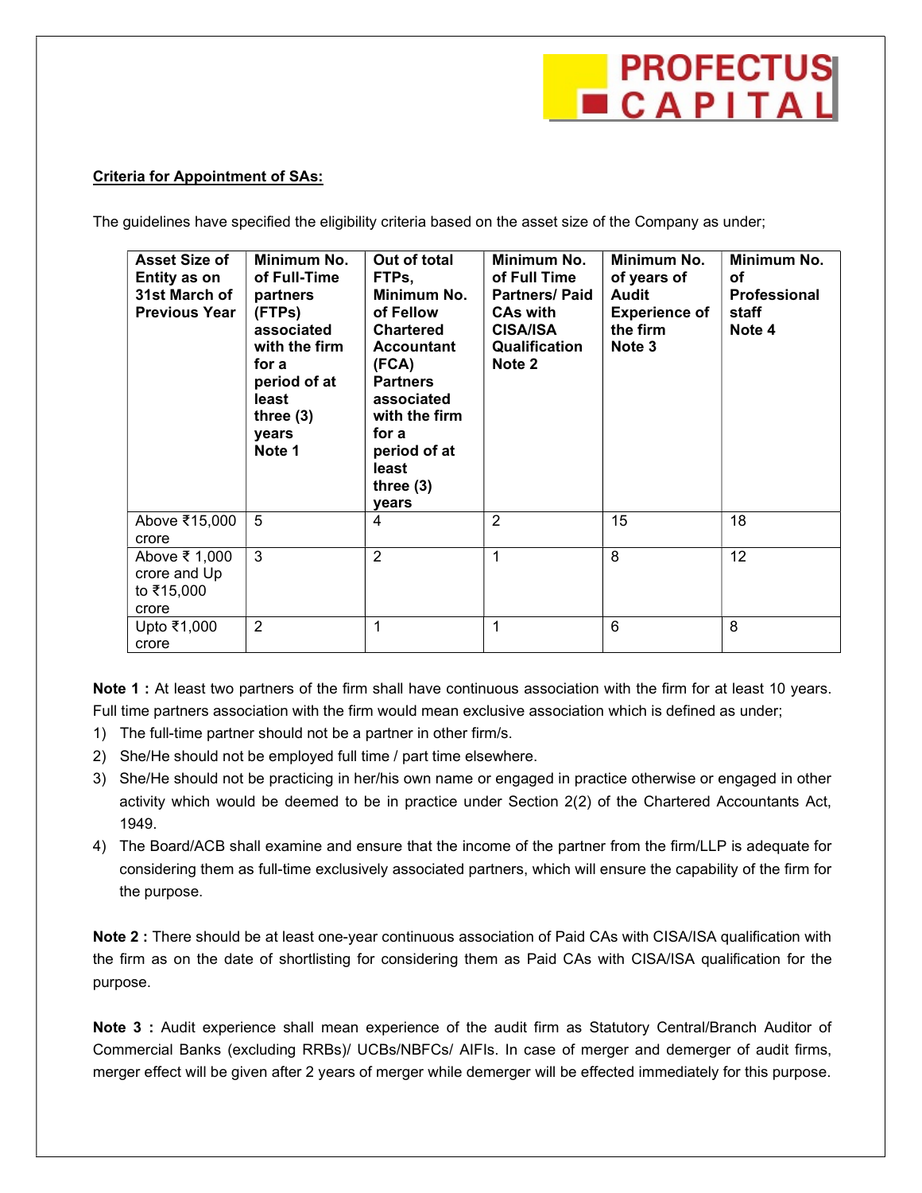**Criteria for Appointment of SAs:**

The guidelines have specified the eligibility criteria based on the asset size of the Company as under;

| Asset Size of Entity as on 31st March of Previous Year | Minimum No. of Full-Time partners (FTPs) associated with the firm for a period of at least three (3) years Note 1 | Out of total FTPs, Minimum No. of Fellow Chartered Accountant (FCA) Partners associated with the firm for a period of at least three (3) years | Minimum No. of Full Time Partners/ Paid CAs with CISA/ISA Qualification Note 2 | Minimum No. of years of Audit Experience of the firm Note 3 | Minimum No. of Professional staff Note 4 |
|---|---|---|---|---|---|
| Above ₹15,000 crore | 5 | 4 | 2 | 15 | 18 |
| Above ₹ 1,000 crore and Up to ₹15,000 crore | 3 | 2 | 1 | 8 | 12 |
| Upto ₹1,000 crore | 2 | 1 | 1 | 6 | 8 |

**Note 1 :** At least two partners of the firm shall have continuous association with the firm for at least 10 years. Full time partners association with the firm would mean exclusive association which is defined as under;

1) The full-time partner should not be a partner in other firm/s.
2) She/He should not be employed full time / part time elsewhere.
3) She/He should not be practicing in her/his own name or engaged in practice otherwise or engaged in other activity which would be deemed to be in practice under Section 2(2) of the Chartered Accountants Act, 1949.
4) The Board/ACB shall examine and ensure that the income of the partner from the firm/LLP is adequate for considering them as full-time exclusively associated partners, which will ensure the capability of the firm for the purpose.

**Note 2 :** There should be at least one-year continuous association of Paid CAs with CISA/ISA qualification with the firm as on the date of shortlisting for considering them as Paid CAs with CISA/ISA qualification for the purpose.

**Note 3 :** Audit experience shall mean experience of the audit firm as Statutory Central/Branch Auditor of Commercial Banks (excluding RRBs)/ UCBs/NBFCs/ AIFIs. In case of merger and demerger of audit firms, merger effect will be given after 2 years of merger while demerger will be effected immediately for this purpose.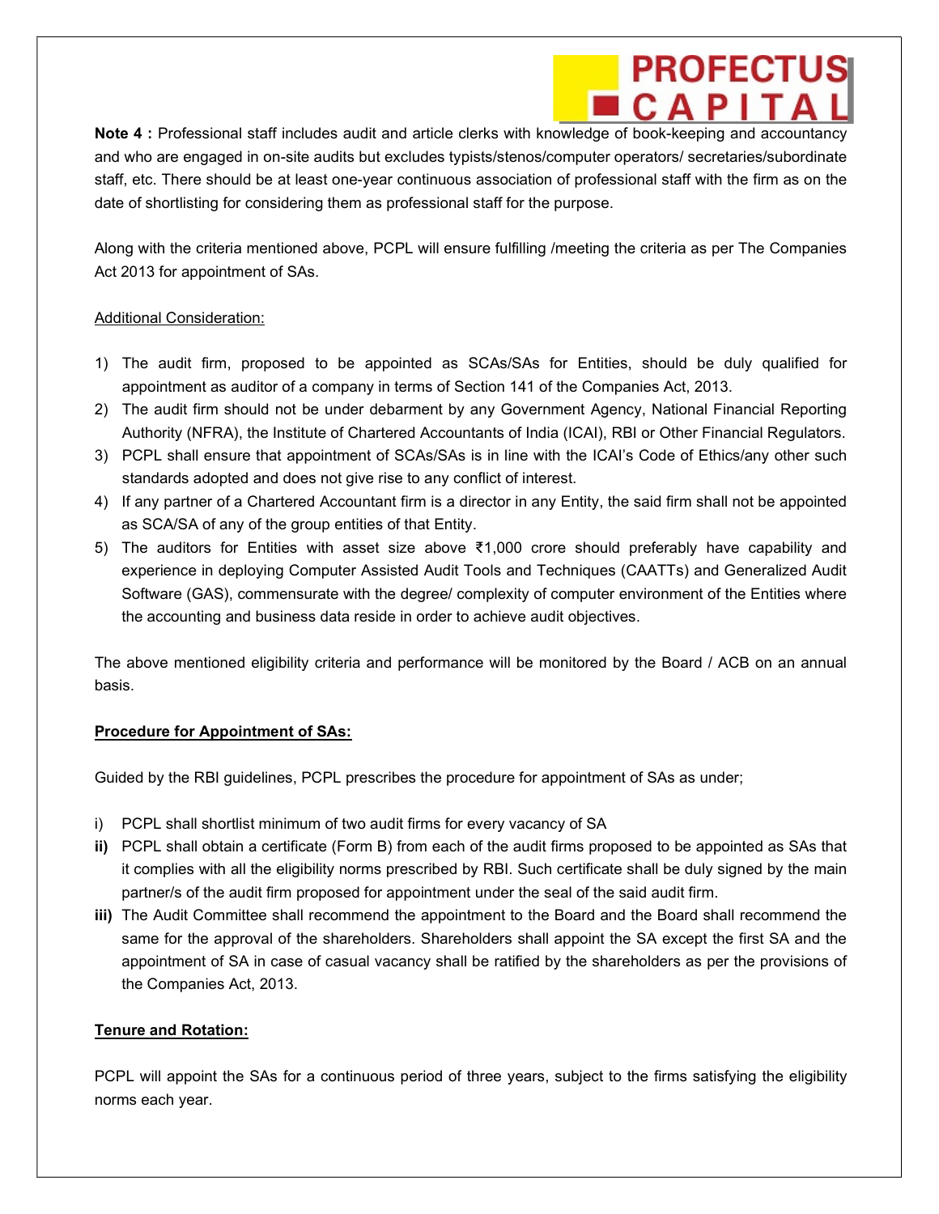**Note 4 :** Professional staff includes audit and article clerks with knowledge of book-keeping and accountancy and who are engaged in on-site audits but excludes typists/stenos/computer operators/ secretaries/subordinate staff, etc. There should be at least one-year continuous association of professional staff with the firm as on the date of shortlisting for considering them as professional staff for the purpose.

Along with the criteria mentioned above, PCPL will ensure fulfilling /meeting the criteria as per The Companies Act 2013 for appointment of SAs.

Additional Consideration:

1) The audit firm, proposed to be appointed as SCAs/SAs for Entities, should be duly qualified for appointment as auditor of a company in terms of Section 141 of the Companies Act, 2013.
2) The audit firm should not be under debarment by any Government Agency, National Financial Reporting Authority (NFRA), the Institute of Chartered Accountants of India (ICAI), RBI or Other Financial Regulators.
3) PCPL shall ensure that appointment of SCAs/SAs is in line with the ICAI's Code of Ethics/any other such standards adopted and does not give rise to any conflict of interest.
4) If any partner of a Chartered Accountant firm is a director in any Entity, the said firm shall not be appointed as SCA/SA of any of the group entities of that Entity.
5) The auditors for Entities with asset size above ₹1,000 crore should preferably have capability and experience in deploying Computer Assisted Audit Tools and Techniques (CAATTs) and Generalized Audit Software (GAS), commensurate with the degree/ complexity of computer environment of the Entities where the accounting and business data reside in order to achieve audit objectives.

The above mentioned eligibility criteria and performance will be monitored by the Board / ACB on an annual basis.

**Procedure for Appointment of SAs:**

Guided by the RBI guidelines, PCPL prescribes the procedure for appointment of SAs as under;

i) PCPL shall shortlist minimum of two audit firms for every vacancy of SA
**ii)** PCPL shall obtain a certificate (Form B) from each of the audit firms proposed to be appointed as SAs that it complies with all the eligibility norms prescribed by RBI. Such certificate shall be duly signed by the main partner/s of the audit firm proposed for appointment under the seal of the said audit firm.
**iii)** The Audit Committee shall recommend the appointment to the Board and the Board shall recommend the same for the approval of the shareholders. Shareholders shall appoint the SA except the first SA and the appointment of SA in case of casual vacancy shall be ratified by the shareholders as per the provisions of the Companies Act, 2013.

**Tenure and Rotation:**

PCPL will appoint the SAs for a continuous period of three years, subject to the firms satisfying the eligibility norms each year.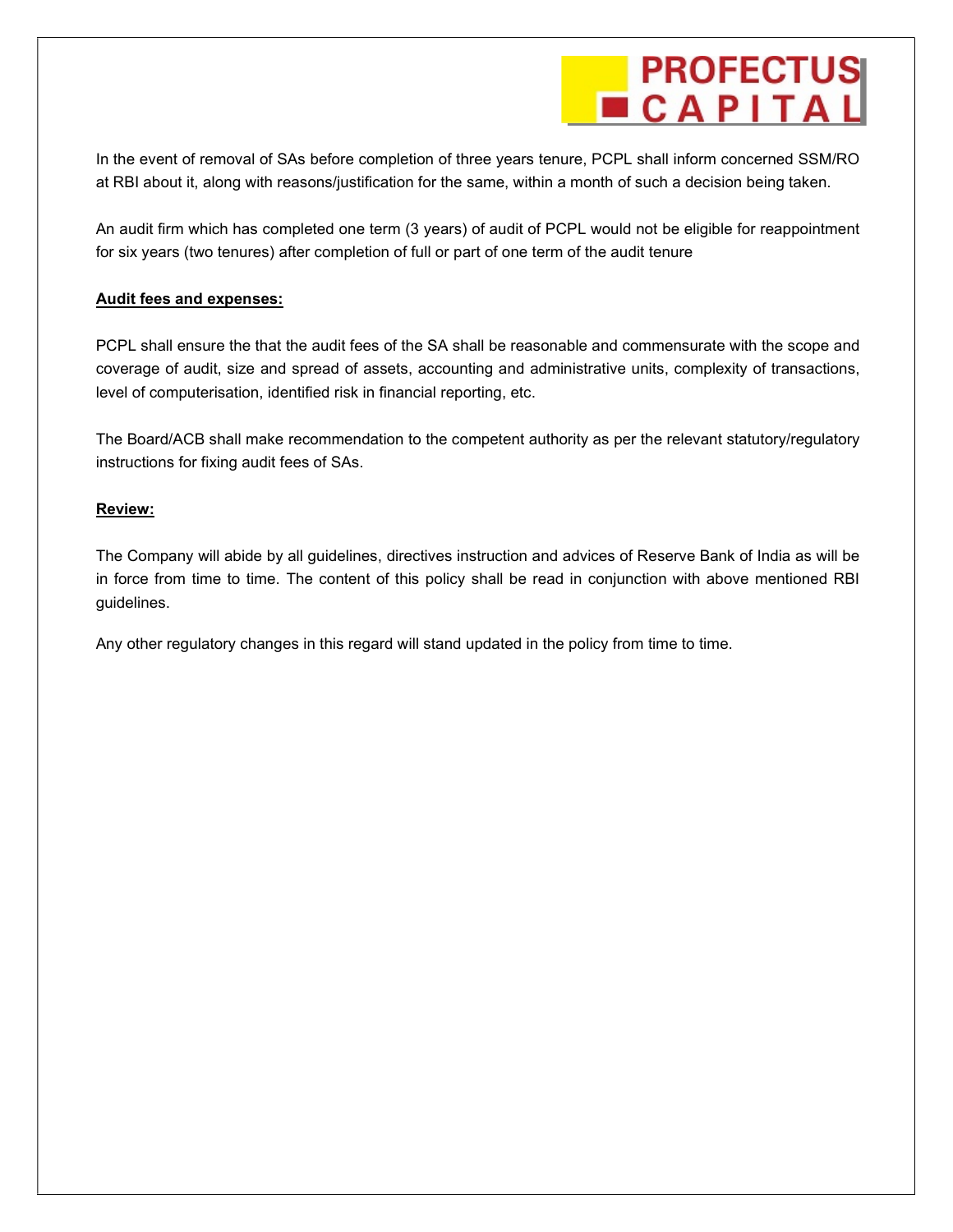In the event of removal of SAs before completion of three years tenure, PCPL shall inform concerned SSM/RO at RBI about it, along with reasons/justification for the same, within a month of such a decision being taken.

An audit firm which has completed one term (3 years) of audit of PCPL would not be eligible for reappointment for six years (two tenures) after completion of full or part of one term of the audit tenure

**Audit fees and expenses:**

PCPL shall ensure the that the audit fees of the SA shall be reasonable and commensurate with the scope and coverage of audit, size and spread of assets, accounting and administrative units, complexity of transactions, level of computerisation, identified risk in financial reporting, etc.

The Board/ACB shall make recommendation to the competent authority as per the relevant statutory/regulatory instructions for fixing audit fees of SAs.

**Review:**

The Company will abide by all guidelines, directives instruction and advices of Reserve Bank of India as will be in force from time to time. The content of this policy shall be read in conjunction with above mentioned RBI guidelines.

Any other regulatory changes in this regard will stand updated in the policy from time to time.